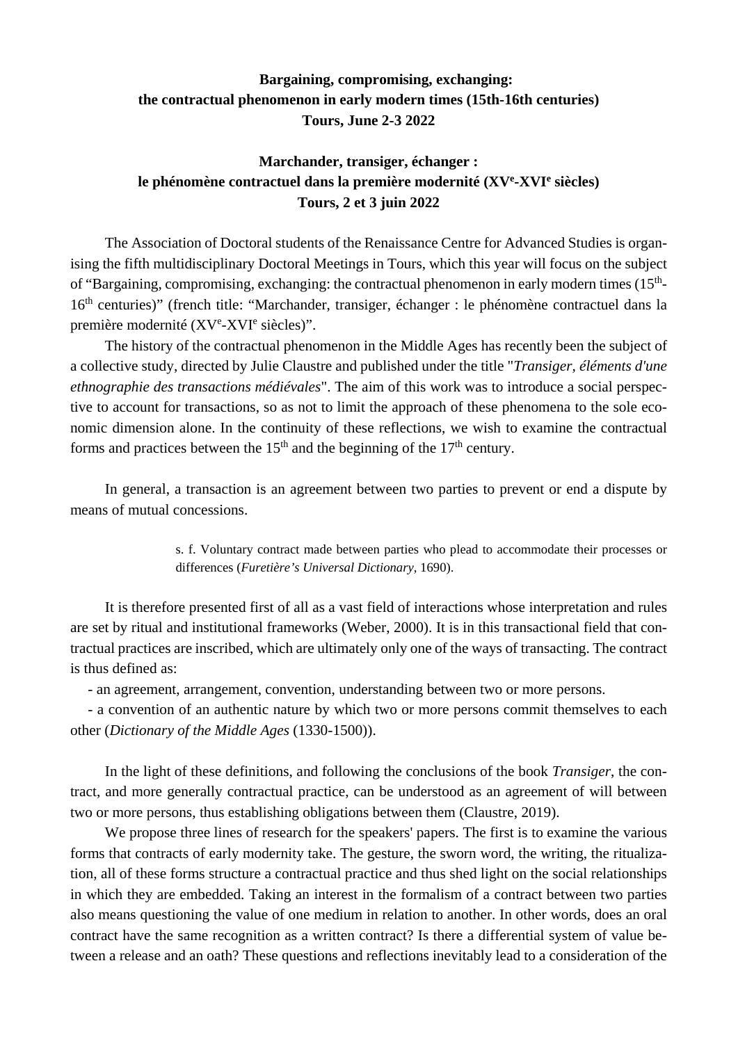**Bargaining, compromising, exchanging:**
**the contractual phenomenon in early modern times (15th-16th centuries)**
**Tours, June 2-3 2022**

**Marchander, transiger, échanger :**
**le phénomène contractuel dans la première modernité (XV$^{e}$-XVI$^{e}$ siècles)**
**Tours, 2 et 3 juin 2022**

The Association of Doctoral students of the Renaissance Centre for Advanced Studies is organising the fifth multidisciplinary Doctoral Meetings in Tours, which this year will focus on the subject of "Bargaining, compromising, exchanging: the contractual phenomenon in early modern times (15$^{th}$-16$^{th}$ centuries)" (french title: "Marchander, transiger, échanger : le phénomène contractuel dans la première modernité (XV$^{e}$-XVI$^{e}$ siècles)".

The history of the contractual phenomenon in the Middle Ages has recently been the subject of a collective study, directed by Julie Claustre and published under the title "*Transiger, éléments d'une ethnographie des transactions médiévales*". The aim of this work was to introduce a social perspective to account for transactions, so as not to limit the approach of these phenomena to the sole economic dimension alone. In the continuity of these reflections, we wish to examine the contractual forms and practices between the 15$^{th}$ and the beginning of the 17$^{th}$ century.

In general, a transaction is an agreement between two parties to prevent or end a dispute by means of mutual concessions.

> s. f. Voluntary contract made between parties who plead to accommodate their processes or differences (*Furetière's Universal Dictionary*, 1690).

It is therefore presented first of all as a vast field of interactions whose interpretation and rules are set by ritual and institutional frameworks (Weber, 2000). It is in this transactional field that contractual practices are inscribed, which are ultimately only one of the ways of transacting. The contract is thus defined as:

- an agreement, arrangement, convention, understanding between two or more persons.
- a convention of an authentic nature by which two or more persons commit themselves to each other (*Dictionary of the Middle Ages* (1330-1500)).

In the light of these definitions, and following the conclusions of the book *Transiger*, the contract, and more generally contractual practice, can be understood as an agreement of will between two or more persons, thus establishing obligations between them (Claustre, 2019).

We propose three lines of research for the speakers' papers. The first is to examine the various forms that contracts of early modernity take. The gesture, the sworn word, the writing, the ritualization, all of these forms structure a contractual practice and thus shed light on the social relationships in which they are embedded. Taking an interest in the formalism of a contract between two parties also means questioning the value of one medium in relation to another. In other words, does an oral contract have the same recognition as a written contract? Is there a differential system of value between a release and an oath? These questions and reflections inevitably lead to a consideration of the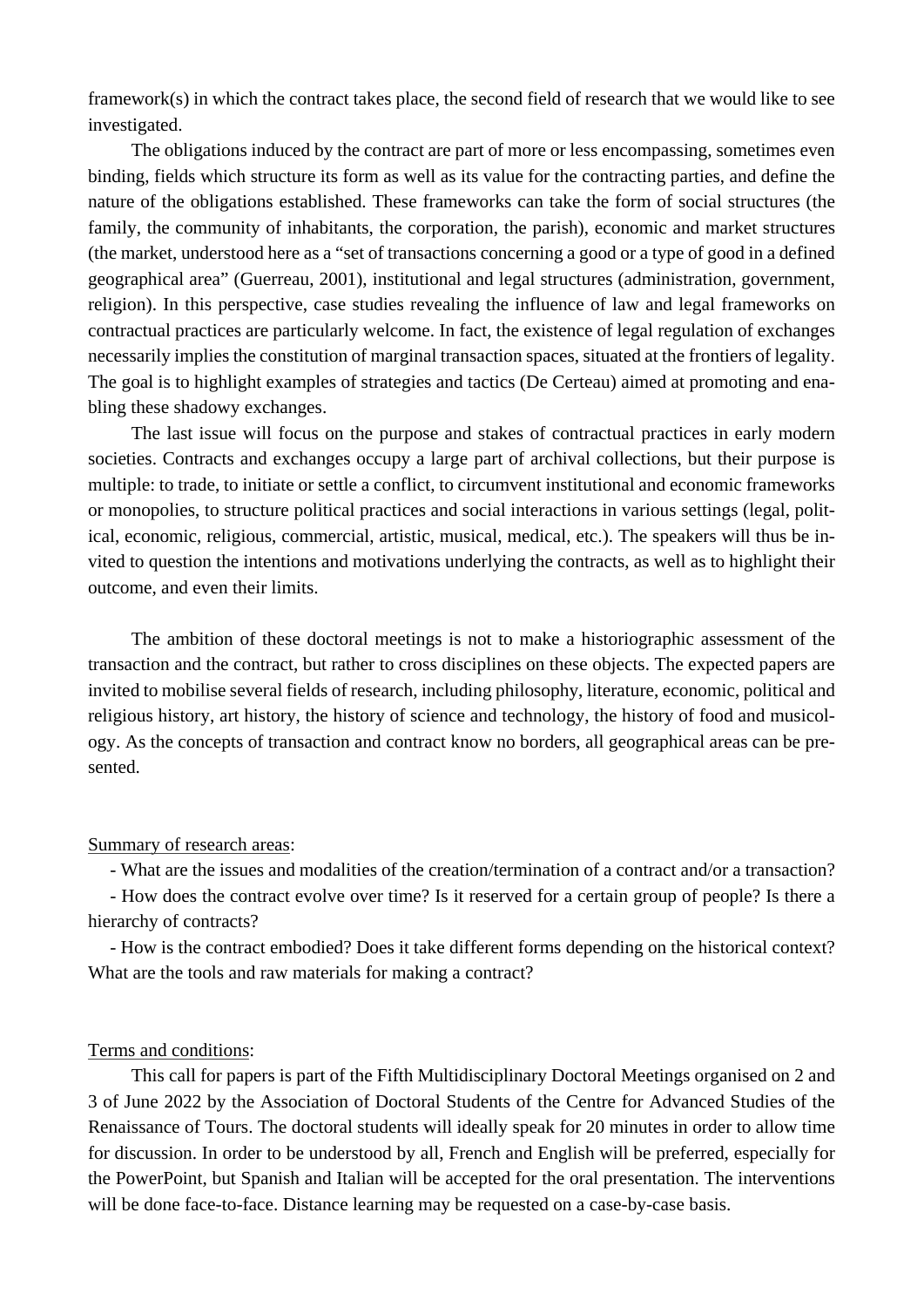framework(s) in which the contract takes place, the second field of research that we would like to see investigated.

The obligations induced by the contract are part of more or less encompassing, sometimes even binding, fields which structure its form as well as its value for the contracting parties, and define the nature of the obligations established. These frameworks can take the form of social structures (the family, the community of inhabitants, the corporation, the parish), economic and market structures (the market, understood here as a "set of transactions concerning a good or a type of good in a defined geographical area" (Guerreau, 2001), institutional and legal structures (administration, government, religion). In this perspective, case studies revealing the influence of law and legal frameworks on contractual practices are particularly welcome. In fact, the existence of legal regulation of exchanges necessarily implies the constitution of marginal transaction spaces, situated at the frontiers of legality. The goal is to highlight examples of strategies and tactics (De Certeau) aimed at promoting and enabling these shadowy exchanges.

The last issue will focus on the purpose and stakes of contractual practices in early modern societies. Contracts and exchanges occupy a large part of archival collections, but their purpose is multiple: to trade, to initiate or settle a conflict, to circumvent institutional and economic frameworks or monopolies, to structure political practices and social interactions in various settings (legal, political, economic, religious, commercial, artistic, musical, medical, etc.). The speakers will thus be invited to question the intentions and motivations underlying the contracts, as well as to highlight their outcome, and even their limits.

The ambition of these doctoral meetings is not to make a historiographic assessment of the transaction and the contract, but rather to cross disciplines on these objects. The expected papers are invited to mobilise several fields of research, including philosophy, literature, economic, political and religious history, art history, the history of science and technology, the history of food and musicology. As the concepts of transaction and contract know no borders, all geographical areas can be presented.

<u>Summary of research areas</u>:

- What are the issues and modalities of the creation/termination of a contract and/or a transaction?
- How does the contract evolve over time? Is it reserved for a certain group of people? Is there a hierarchy of contracts?
- How is the contract embodied? Does it take different forms depending on the historical context? What are the tools and raw materials for making a contract?

<u>Terms and conditions</u>:

This call for papers is part of the Fifth Multidisciplinary Doctoral Meetings organised on 2 and 3 of June 2022 by the Association of Doctoral Students of the Centre for Advanced Studies of the Renaissance of Tours. The doctoral students will ideally speak for 20 minutes in order to allow time for discussion. In order to be understood by all, French and English will be preferred, especially for the PowerPoint, but Spanish and Italian will be accepted for the oral presentation. The interventions will be done face-to-face. Distance learning may be requested on a case-by-case basis.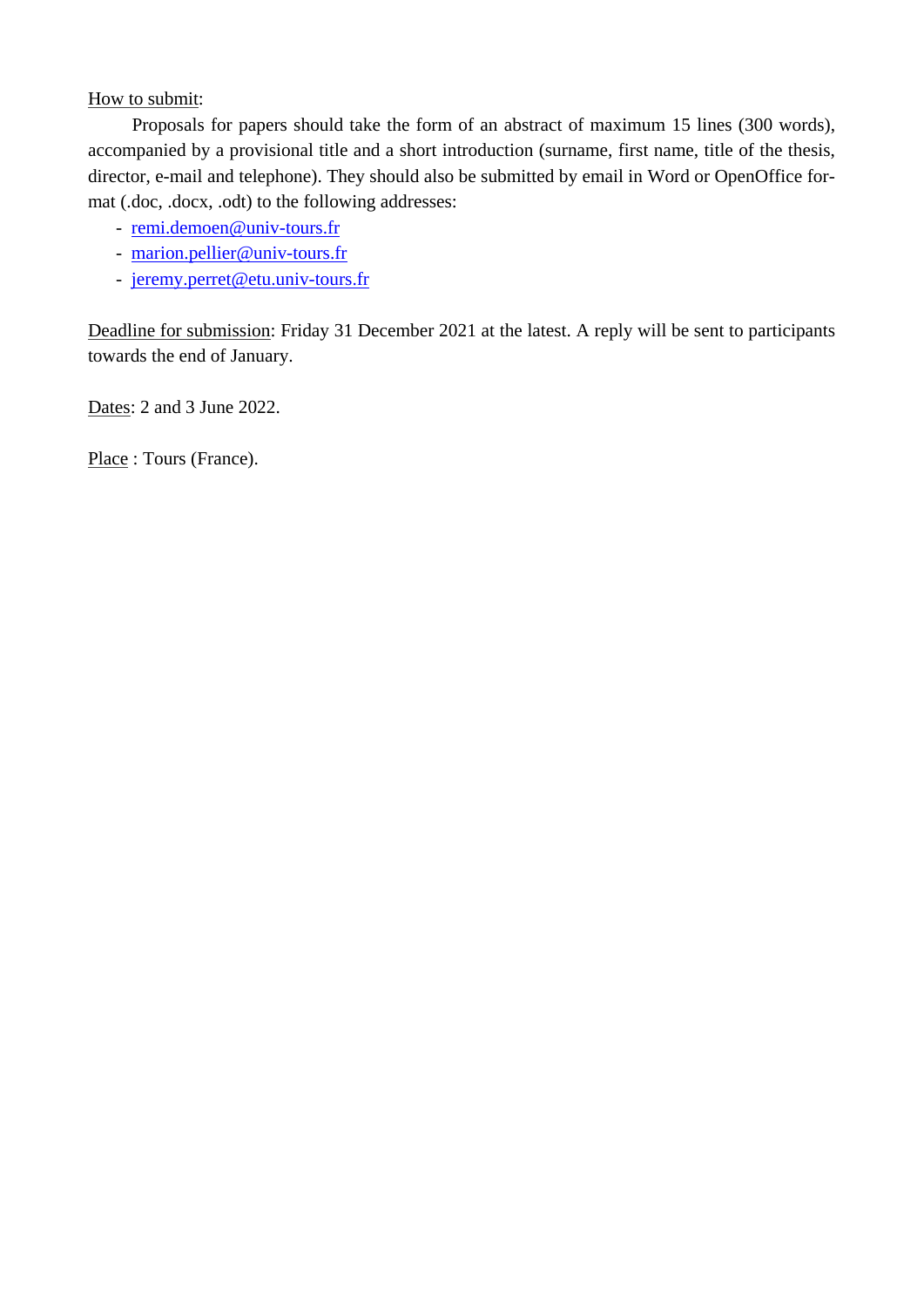How to submit:

Proposals for papers should take the form of an abstract of maximum 15 lines (300 words), accompanied by a provisional title and a short introduction (surname, first name, title of the thesis, director, e-mail and telephone). They should also be submitted by email in Word or OpenOffice format (.doc, .docx, .odt) to the following addresses:

- remi.demoen@univ-tours.fr
- marion.pellier@univ-tours.fr
- jeremy.perret@etu.univ-tours.fr

Deadline for submission: Friday 31 December 2021 at the latest. A reply will be sent to participants towards the end of January.

Dates: 2 and 3 June 2022.

Place : Tours (France).